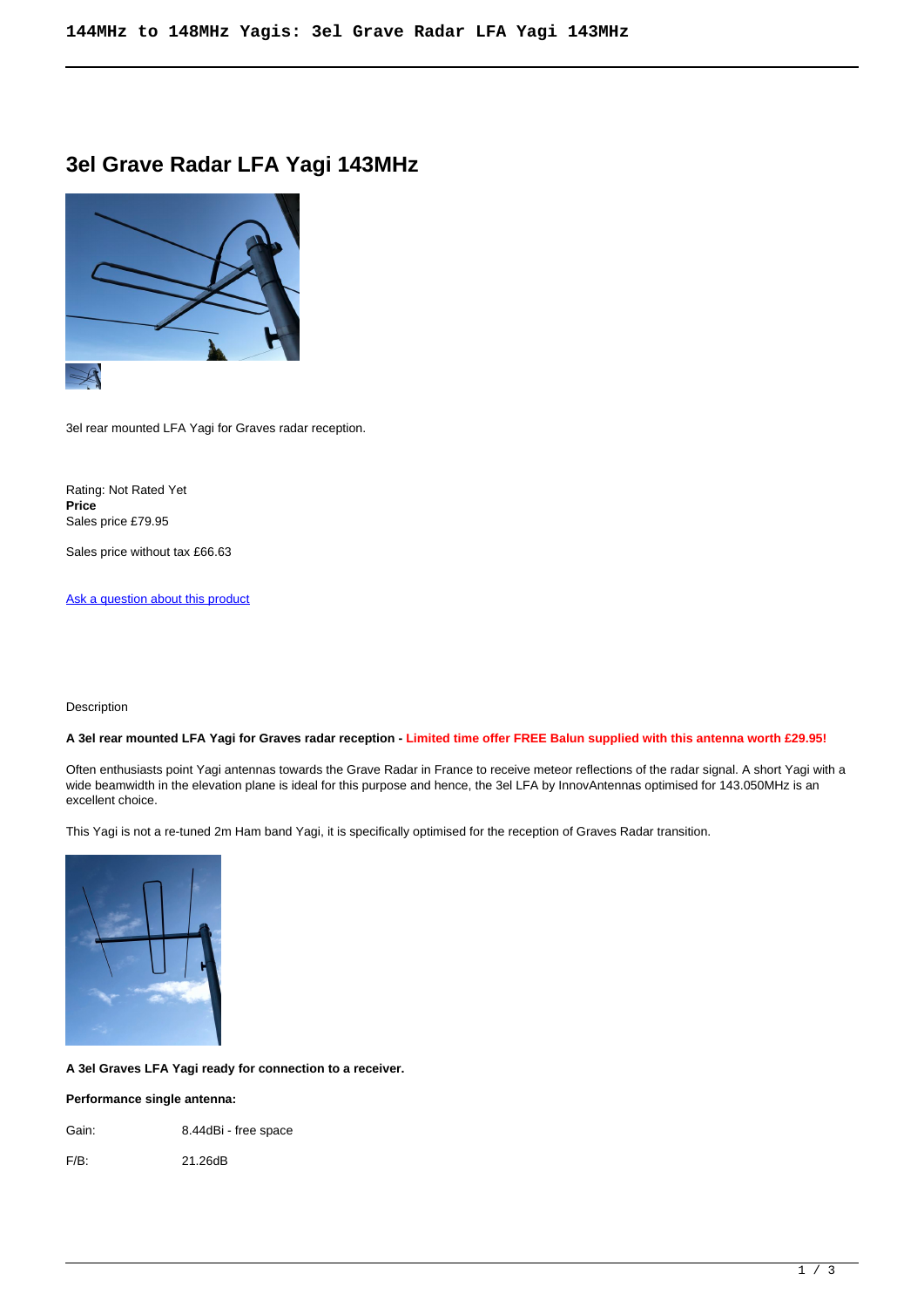# 3el Grave Radar LFA Yagi 143MHz

3el rear mounted LFA Yagi for Graves radar reception.

Rating: Not Rated Yet
**Price**
Sales price £79.95

Sales price without tax £66.63

Ask a question about this product

Description

**A 3el rear mounted LFA Yagi for Graves radar reception - Limited time offer FREE Balun supplied with this antenna worth £29.95!**

Often enthusiasts point Yagi antennas towards the Grave Radar in France to receive meteor reflections of the radar signal. A short Yagi with a wide beamwidth in the elevation plane is ideal for this purpose and hence, the 3el LFA by InnovAntennas optimised for 143.050MHz is an excellent choice.

This Yagi is not a re-tuned 2m Ham band Yagi, it is specifically optimised for the reception of Graves Radar transition.

**A 3el Graves LFA Yagi ready for connection to a receiver.**

**Performance single antenna:**

| | |
|---|---|
| Gain: | 8.44dBi - free space |
| F/B: | 21.26dB |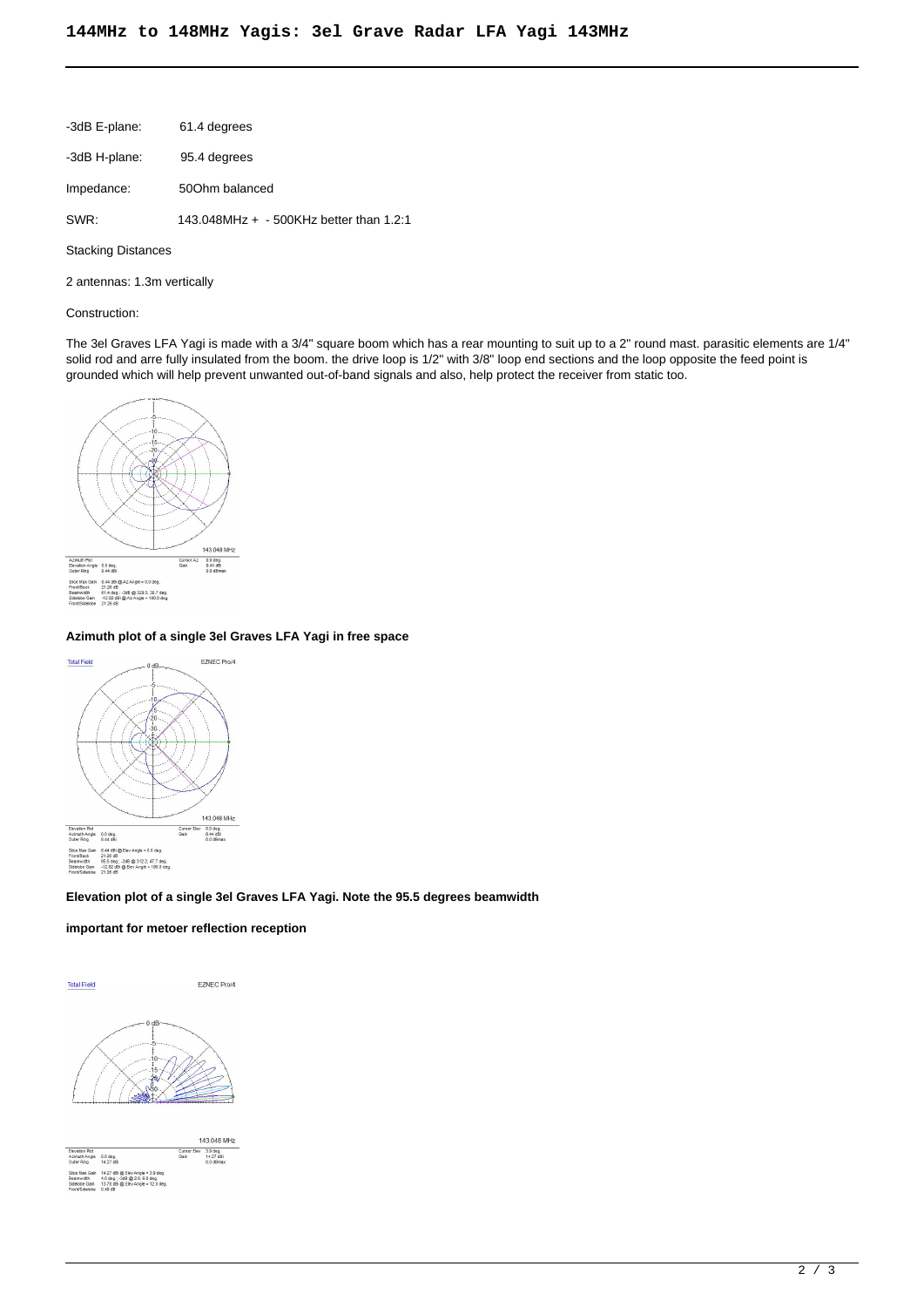# 144MHz to 148MHz Yagis: 3el Grave Radar LFA Yagi 143MHz

| | |
|---|---|
| -3dB E-plane: | 61.4 degrees |
| -3dB H-plane: | 95.4 degrees |
| Impedance: | 50Ohm balanced |
| SWR: | 143.048MHz + - 500KHz better than 1.2:1 |

Stacking Distances

2 antennas: 1.3m vertically

Construction:

The 3el Graves LFA Yagi is made with a 3/4" square boom which has a rear mounting to suit up to a 2" round mast. parasitic elements are 1/4" solid rod and arre fully insulated from the boom. the drive loop is 1/2" with 3/8" loop end sections and the loop opposite the feed point is grounded which will help prevent unwanted out-of-band signals and also, help protect the receiver from static too.

**Azimuth plot of a single 3el Graves LFA Yagi in free space**

**Elevation plot of a single 3el Graves LFA Yagi. Note the 95.5 degrees beamwidth**

**important for metoer reflection reception**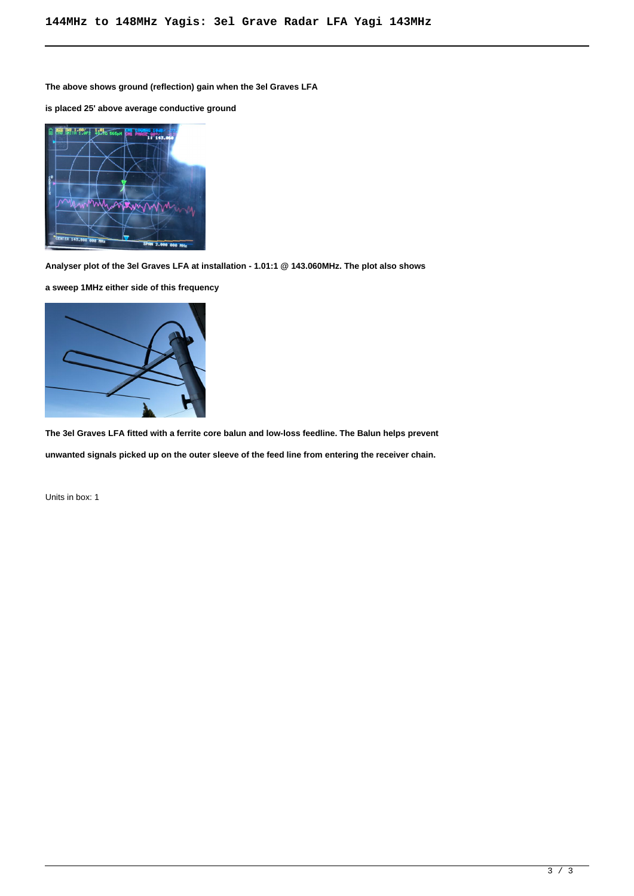**The above shows ground (reflection) gain when the 3el Graves LFA**

**is placed 25' above average conductive ground**

**Analyser plot of the 3el Graves LFA at installation - 1.01:1 @ 143.060MHz. The plot also shows**

**a sweep 1MHz either side of this frequency**

**The 3el Graves LFA fitted with a ferrite core balun and low-loss feedline. The Balun helps prevent**

**unwanted signals picked up on the outer sleeve of the feed line from entering the receiver chain.**

Units in box: 1